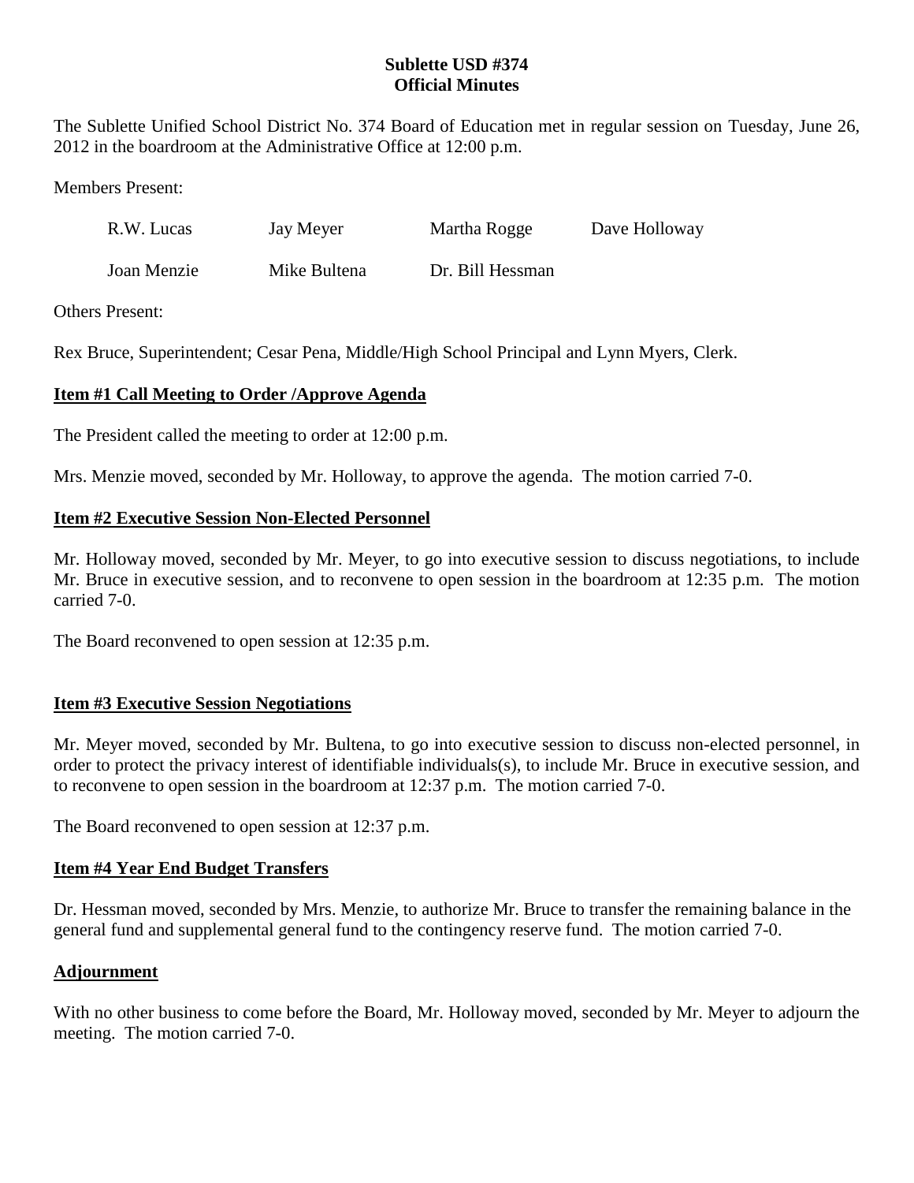# Sublette USD #374
# Official Minutes

The Sublette Unified School District No. 374 Board of Education met in regular session on Tuesday, June 26, 2012 in the boardroom at the Administrative Office at 12:00 p.m.

Members Present:

| | | | |
|---|---|---|---|
| R.W. Lucas | Jay Meyer | Martha Rogge | Dave Holloway |
| Joan Menzie | Mike Bultena | Dr. Bill Hessman | |

Others Present:

Rex Bruce, Superintendent; Cesar Pena, Middle/High School Principal and Lynn Myers, Clerk.

## Item #1 Call Meeting to Order /Approve Agenda

The President called the meeting to order at 12:00 p.m.

Mrs. Menzie moved, seconded by Mr. Holloway, to approve the agenda. The motion carried 7-0.

## Item #2 Executive Session Non-Elected Personnel

Mr. Holloway moved, seconded by Mr. Meyer, to go into executive session to discuss negotiations, to include Mr. Bruce in executive session, and to reconvene to open session in the boardroom at 12:35 p.m. The motion carried 7-0.

The Board reconvened to open session at 12:35 p.m.

## Item #3 Executive Session Negotiations

Mr. Meyer moved, seconded by Mr. Bultena, to go into executive session to discuss non-elected personnel, in order to protect the privacy interest of identifiable individuals(s), to include Mr. Bruce in executive session, and to reconvene to open session in the boardroom at 12:37 p.m. The motion carried 7-0.

The Board reconvened to open session at 12:37 p.m.

## Item #4 Year End Budget Transfers

Dr. Hessman moved, seconded by Mrs. Menzie, to authorize Mr. Bruce to transfer the remaining balance in the general fund and supplemental general fund to the contingency reserve fund. The motion carried 7-0.

## Adjournment

With no other business to come before the Board, Mr. Holloway moved, seconded by Mr. Meyer to adjourn the meeting. The motion carried 7-0.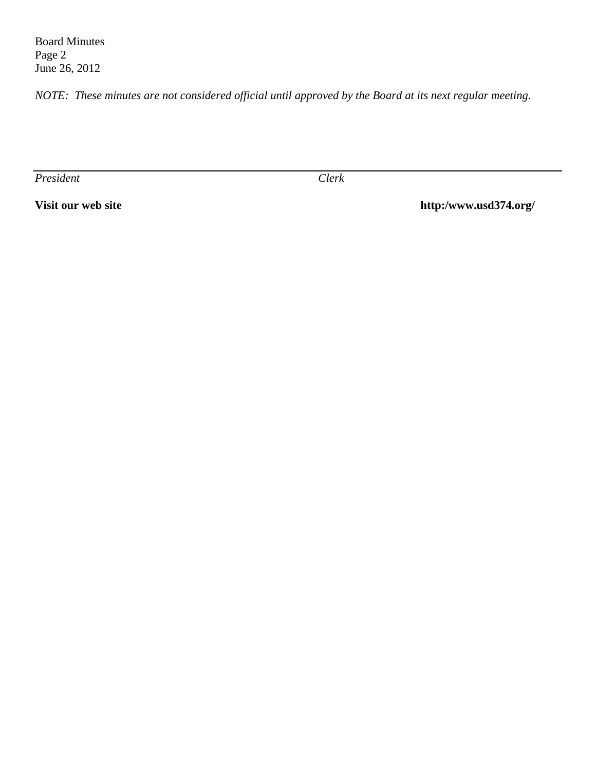*NOTE: These minutes are not considered official until approved by the Board at its next regular meeting.*

| | |
|---|---|
| *President* | *Clerk* |

**Visit our web site** **http:/www.usd374.org/**